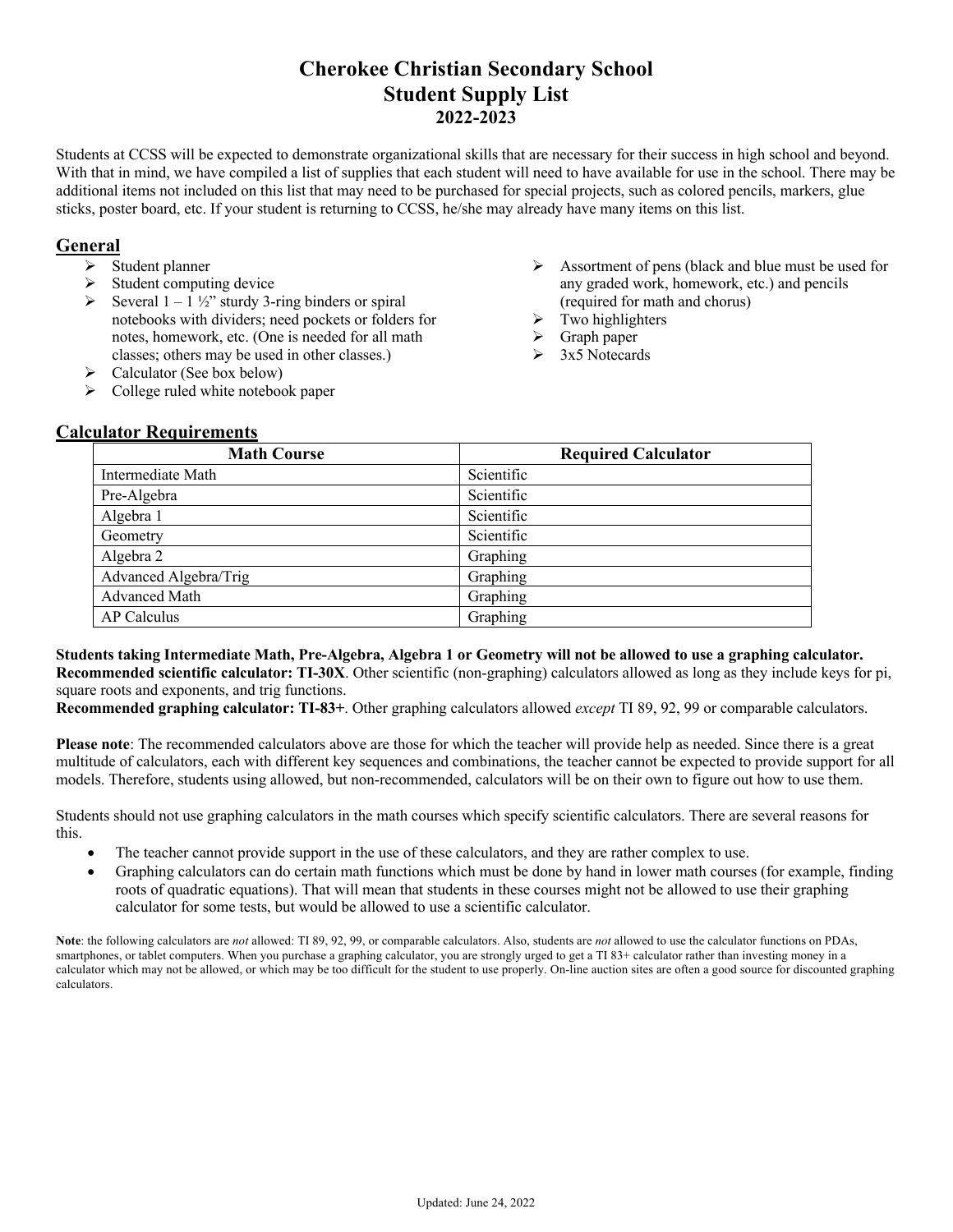# Cherokee Christian Secondary School
# Student Supply List
## 2022-2023

Students at CCSS will be expected to demonstrate organizational skills that are necessary for their success in high school and beyond. With that in mind, we have compiled a list of supplies that each student will need to have available for use in the school. There may be additional items not included on this list that may need to be purchased for special projects, such as colored pencils, markers, glue sticks, poster board, etc. If your student is returning to CCSS, he/she may already have many items on this list.

## General

- Student planner
- Student computing device
- Several 1 – 1 ½" sturdy 3-ring binders or spiral notebooks with dividers; need pockets or folders for notes, homework, etc. (One is needed for all math classes; others may be used in other classes.)
- Calculator (See box below)
- College ruled white notebook paper
- Assortment of pens (black and blue must be used for any graded work, homework, etc.) and pencils (required for math and chorus)
- Two highlighters
- Graph paper
- 3x5 Notecards

## Calculator Requirements

| Math Course | Required Calculator |
|---|---|
| Intermediate Math | Scientific |
| Pre-Algebra | Scientific |
| Algebra 1 | Scientific |
| Geometry | Scientific |
| Algebra 2 | Graphing |
| Advanced Algebra/Trig | Graphing |
| Advanced Math | Graphing |
| AP Calculus | Graphing |

**Students taking Intermediate Math, Pre-Algebra, Algebra 1 or Geometry will not be allowed to use a graphing calculator.**
**Recommended scientific calculator: TI-30X**. Other scientific (non-graphing) calculators allowed as long as they include keys for pi, square roots and exponents, and trig functions.
**Recommended graphing calculator: TI-83+**. Other graphing calculators allowed *except* TI 89, 92, 99 or comparable calculators.

**Please note**: The recommended calculators above are those for which the teacher will provide help as needed. Since there is a great multitude of calculators, each with different key sequences and combinations, the teacher cannot be expected to provide support for all models. Therefore, students using allowed, but non-recommended, calculators will be on their own to figure out how to use them.

Students should not use graphing calculators in the math courses which specify scientific calculators. There are several reasons for this.

- The teacher cannot provide support in the use of these calculators, and they are rather complex to use.
- Graphing calculators can do certain math functions which must be done by hand in lower math courses (for example, finding roots of quadratic equations). That will mean that students in these courses might not be allowed to use their graphing calculator for some tests, but would be allowed to use a scientific calculator.

**Note**: the following calculators are *not* allowed: TI 89, 92, 99, or comparable calculators. Also, students are *not* allowed to use the calculator functions on PDAs, smartphones, or tablet computers. When you purchase a graphing calculator, you are strongly urged to get a TI 83+ calculator rather than investing money in a calculator which may not be allowed, or which may be too difficult for the student to use properly. On-line auction sites are often a good source for discounted graphing calculators.

Updated: June 24, 2022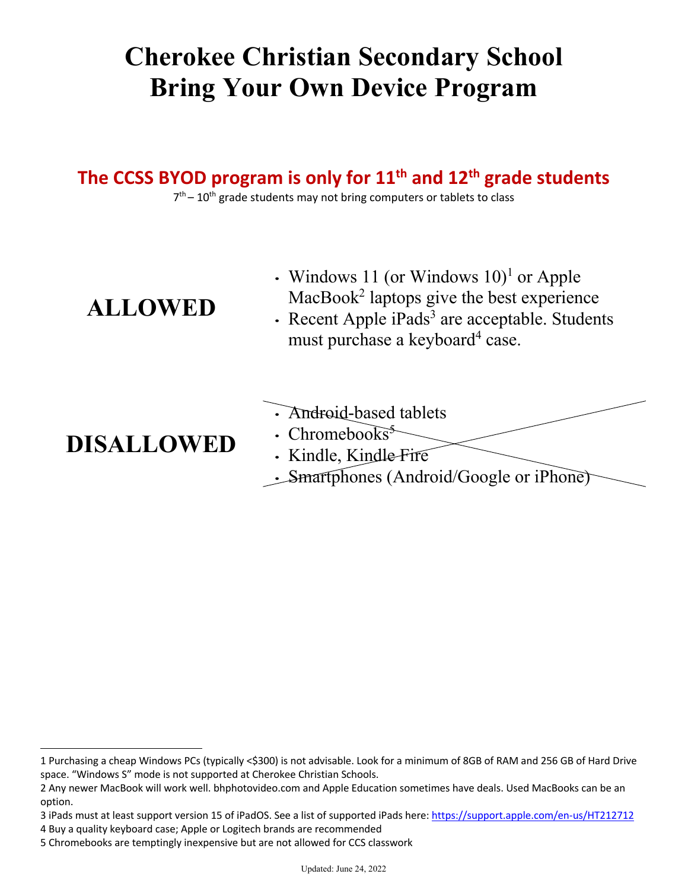# Cherokee Christian Secondary School
# Bring Your Own Device Program

## The CCSS BYOD program is only for 11th and 12th grade students

7th – 10th grade students may not bring computers or tablets to class

**ALLOWED**

- Windows 11 (or Windows 10)[1] or Apple MacBook[2] laptops give the best experience
- Recent Apple iPads[3] are acceptable. Students must purchase a keyboard[4] case.

**DISALLOWED**

- Android-based tablets
- Chromebooks[5]
- Kindle, Kindle Fire
- Smartphones (Android/Google or iPhone)

---

1 Purchasing a cheap Windows PCs (typically <$300) is not advisable. Look for a minimum of 8GB of RAM and 256 GB of Hard Drive space. "Windows S" mode is not supported at Cherokee Christian Schools.

2 Any newer MacBook will work well. bhphotovideo.com and Apple Education sometimes have deals. Used MacBooks can be an option.

3 iPads must at least support version 15 of iPadOS. See a list of supported iPads here: https://support.apple.com/en-us/HT212712

4 Buy a quality keyboard case; Apple or Logitech brands are recommended

5 Chromebooks are temptingly inexpensive but are not allowed for CCS classwork

Updated: June 24, 2022